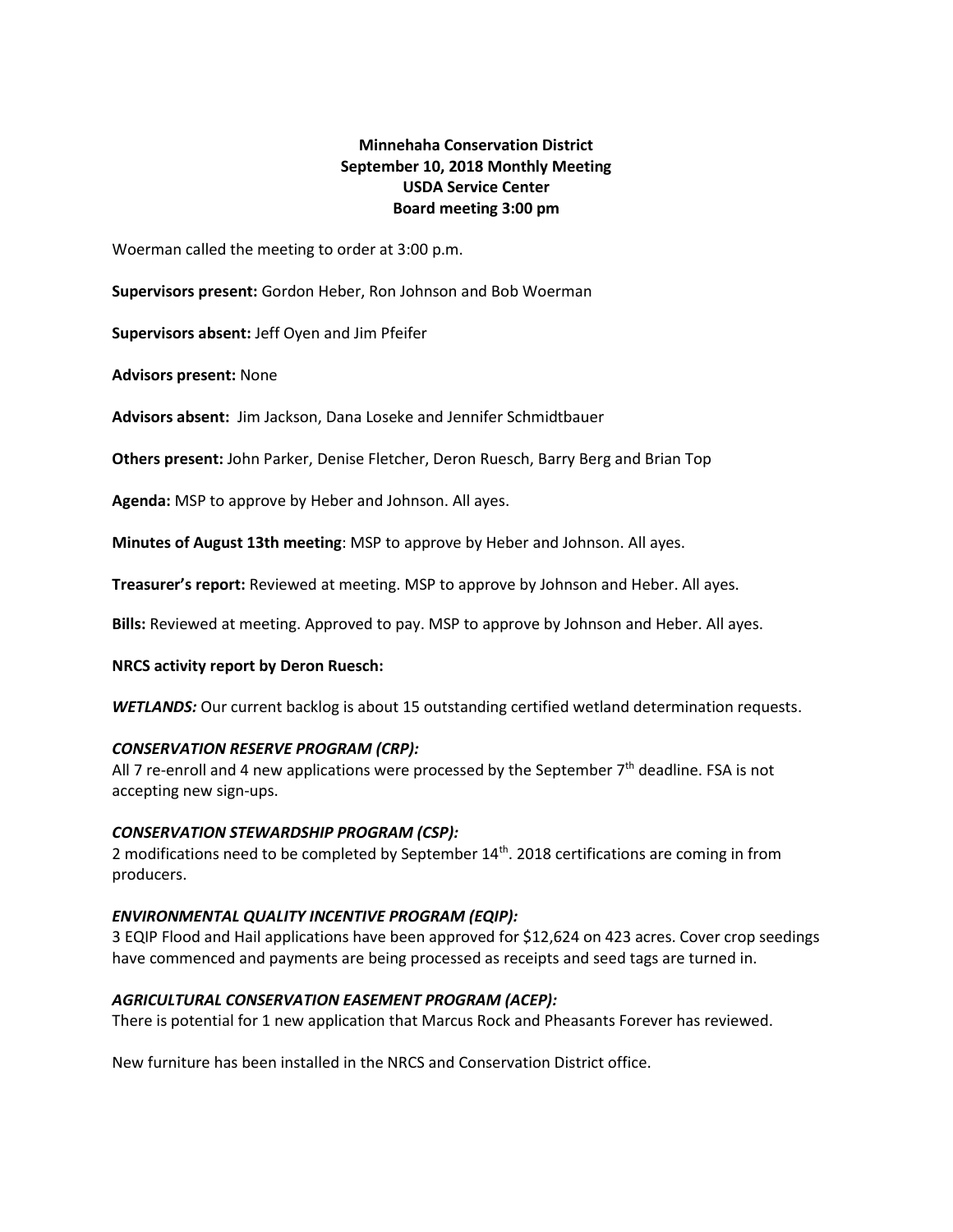**Minnehaha Conservation District**
**September 10, 2018 Monthly Meeting**
**USDA Service Center**
**Board meeting 3:00 pm**

Woerman called the meeting to order at 3:00 p.m.

**Supervisors present:** Gordon Heber, Ron Johnson and Bob Woerman

**Supervisors absent:** Jeff Oyen and Jim Pfeifer

**Advisors present:** None

**Advisors absent:** Jim Jackson, Dana Loseke and Jennifer Schmidtbauer

**Others present:** John Parker, Denise Fletcher, Deron Ruesch, Barry Berg and Brian Top

**Agenda:** MSP to approve by Heber and Johnson. All ayes.

**Minutes of August 13th meeting**: MSP to approve by Heber and Johnson. All ayes.

**Treasurer's report:** Reviewed at meeting. MSP to approve by Johnson and Heber. All ayes.

**Bills:** Reviewed at meeting. Approved to pay. MSP to approve by Johnson and Heber. All ayes.

**NRCS activity report by Deron Ruesch:**

***WETLANDS:*** Our current backlog is about 15 outstanding certified wetland determination requests.

***CONSERVATION RESERVE PROGRAM (CRP):***
All 7 re-enroll and 4 new applications were processed by the September 7th deadline. FSA is not accepting new sign-ups.

***CONSERVATION STEWARDSHIP PROGRAM (CSP):***
2 modifications need to be completed by September 14th. 2018 certifications are coming in from producers.

***ENVIRONMENTAL QUALITY INCENTIVE PROGRAM (EQIP):***
3 EQIP Flood and Hail applications have been approved for $12,624 on 423 acres. Cover crop seedings have commenced and payments are being processed as receipts and seed tags are turned in.

***AGRICULTURAL CONSERVATION EASEMENT PROGRAM (ACEP):***
There is potential for 1 new application that Marcus Rock and Pheasants Forever has reviewed.

New furniture has been installed in the NRCS and Conservation District office.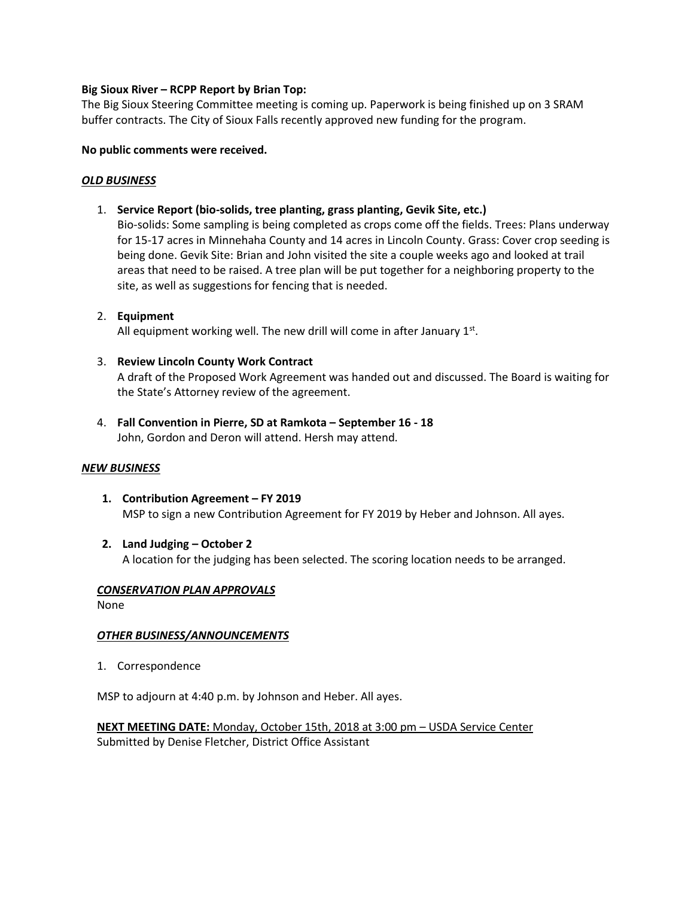**Big Sioux River – RCPP Report by Brian Top:**
The Big Sioux Steering Committee meeting is coming up. Paperwork is being finished up on 3 SRAM buffer contracts. The City of Sioux Falls recently approved new funding for the program.

**No public comments were received.**

***OLD BUSINESS***

1. **Service Report (bio-solids, tree planting, grass planting, Gevik Site, etc.)**
   Bio-solids: Some sampling is being completed as crops come off the fields. Trees: Plans underway for 15-17 acres in Minnehaha County and 14 acres in Lincoln County. Grass: Cover crop seeding is being done. Gevik Site: Brian and John visited the site a couple weeks ago and looked at trail areas that need to be raised. A tree plan will be put together for a neighboring property to the site, as well as suggestions for fencing that is needed.

2. **Equipment**
   All equipment working well. The new drill will come in after January 1st.

3. **Review Lincoln County Work Contract**
   A draft of the Proposed Work Agreement was handed out and discussed. The Board is waiting for the State's Attorney review of the agreement.

4. **Fall Convention in Pierre, SD at Ramkota – September 16 - 18**
   John, Gordon and Deron will attend. Hersh may attend.

***NEW BUSINESS***

1. **Contribution Agreement – FY 2019**
   MSP to sign a new Contribution Agreement for FY 2019 by Heber and Johnson. All ayes.

2. **Land Judging – October 2**
   A location for the judging has been selected. The scoring location needs to be arranged.

***CONSERVATION PLAN APPROVALS***
None

***OTHER BUSINESS/ANNOUNCEMENTS***

1. Correspondence

MSP to adjourn at 4:40 p.m. by Johnson and Heber. All ayes.

**NEXT MEETING DATE:** Monday, October 15th, 2018 at 3:00 pm – USDA Service Center
Submitted by Denise Fletcher, District Office Assistant